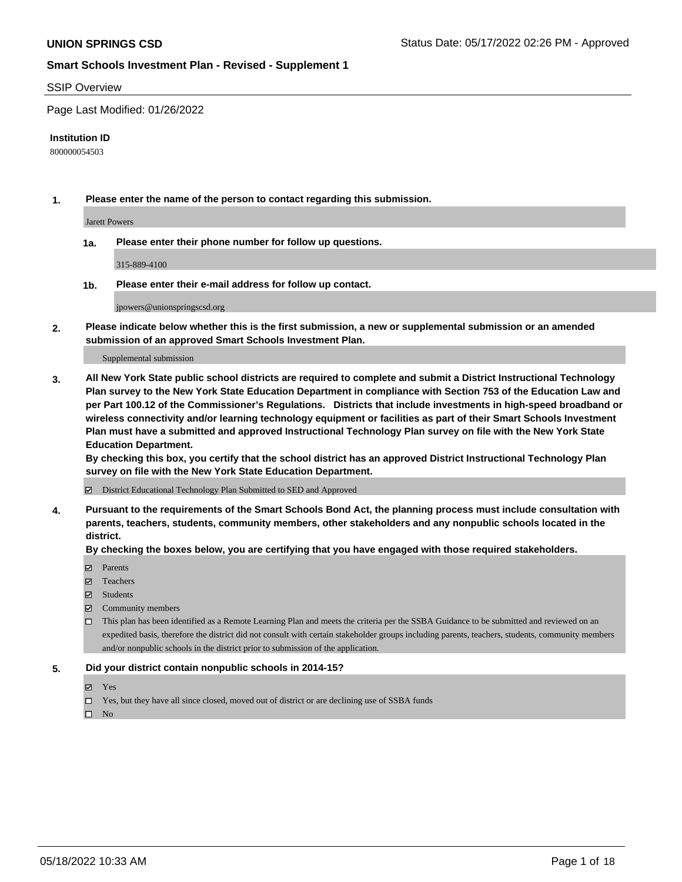# UNION SPRINGS CSD

Status Date: 05/17/2022 02:26 PM - Approved

## Smart Schools Investment Plan - Revised - Supplement 1

SSIP Overview

Page Last Modified: 01/26/2022

**Institution ID**

800000054503

**1. Please enter the name of the person to contact regarding this submission.**

Jarett Powers

**1a. Please enter their phone number for follow up questions.**

315-889-4100

**1b. Please enter their e-mail address for follow up contact.**

jpowers@unionspringscsd.org

**2. Please indicate below whether this is the first submission, a new or supplemental submission or an amended submission of an approved Smart Schools Investment Plan.**

Supplemental submission

**3. All New York State public school districts are required to complete and submit a District Instructional Technology Plan survey to the New York State Education Department in compliance with Section 753 of the Education Law and per Part 100.12 of the Commissioner's Regulations. Districts that include investments in high-speed broadband or wireless connectivity and/or learning technology equipment or facilities as part of their Smart Schools Investment Plan must have a submitted and approved Instructional Technology Plan survey on file with the New York State Education Department.**
**By checking this box, you certify that the school district has an approved District Instructional Technology Plan survey on file with the New York State Education Department.**

- ☑ District Educational Technology Plan Submitted to SED and Approved

**4. Pursuant to the requirements of the Smart Schools Bond Act, the planning process must include consultation with parents, teachers, students, community members, other stakeholders and any nonpublic schools located in the district.**
**By checking the boxes below, you are certifying that you have engaged with those required stakeholders.**

- ☑ Parents
- ☑ Teachers
- ☑ Students
- ☑ Community members
- ☐ This plan has been identified as a Remote Learning Plan and meets the criteria per the SSBA Guidance to be submitted and reviewed on an expedited basis, therefore the district did not consult with certain stakeholder groups including parents, teachers, students, community members and/or nonpublic schools in the district prior to submission of the application.

**5. Did your district contain nonpublic schools in 2014-15?**

- ☑ Yes
- ☐ Yes, but they have all since closed, moved out of district or are declining use of SSBA funds
- ☐ No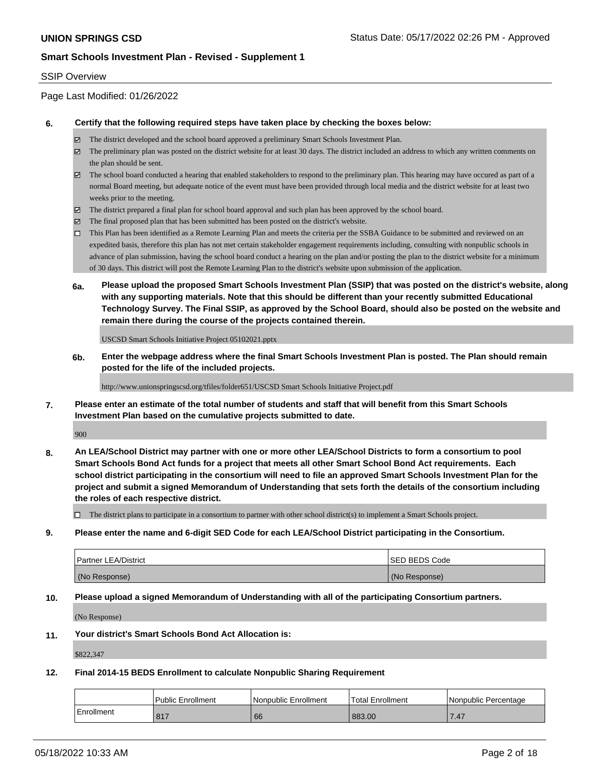SSIP Overview

Page Last Modified: 01/26/2022

**6. Certify that the following required steps have taken place by checking the boxes below:**

- ☑ The district developed and the school board approved a preliminary Smart Schools Investment Plan.
- ☑ The preliminary plan was posted on the district website for at least 30 days. The district included an address to which any written comments on the plan should be sent.
- ☑ The school board conducted a hearing that enabled stakeholders to respond to the preliminary plan. This hearing may have occured as part of a normal Board meeting, but adequate notice of the event must have been provided through local media and the district website for at least two weeks prior to the meeting.
- ☑ The district prepared a final plan for school board approval and such plan has been approved by the school board.
- ☑ The final proposed plan that has been submitted has been posted on the district's website.
- ☐ This Plan has been identified as a Remote Learning Plan and meets the criteria per the SSBA Guidance to be submitted and reviewed on an expedited basis, therefore this plan has not met certain stakeholder engagement requirements including, consulting with nonpublic schools in advance of plan submission, having the school board conduct a hearing on the plan and/or posting the plan to the district website for a minimum of 30 days. This district will post the Remote Learning Plan to the district's website upon submission of the application.

**6a. Please upload the proposed Smart Schools Investment Plan (SSIP) that was posted on the district's website, along with any supporting materials. Note that this should be different than your recently submitted Educational Technology Survey. The Final SSIP, as approved by the School Board, should also be posted on the website and remain there during the course of the projects contained therein.**

USCSD Smart Schools Initiative Project 05102021.pptx

**6b. Enter the webpage address where the final Smart Schools Investment Plan is posted. The Plan should remain posted for the life of the included projects.**

http://www.unionspringscsd.org/tfiles/folder651/USCSD Smart Schools Initiative Project.pdf

**7. Please enter an estimate of the total number of students and staff that will benefit from this Smart Schools Investment Plan based on the cumulative projects submitted to date.**

900

**8. An LEA/School District may partner with one or more other LEA/School Districts to form a consortium to pool Smart Schools Bond Act funds for a project that meets all other Smart School Bond Act requirements. Each school district participating in the consortium will need to file an approved Smart Schools Investment Plan for the project and submit a signed Memorandum of Understanding that sets forth the details of the consortium including the roles of each respective district.**

- ☐ The district plans to participate in a consortium to partner with other school district(s) to implement a Smart Schools project.

**9. Please enter the name and 6-digit SED Code for each LEA/School District participating in the Consortium.**

| Partner LEA/District | SED BEDS Code |
|---|---|
| (No Response) | (No Response) |

**10. Please upload a signed Memorandum of Understanding with all of the participating Consortium partners.**

(No Response)

**11. Your district's Smart Schools Bond Act Allocation is:**

$822,347

**12. Final 2014-15 BEDS Enrollment to calculate Nonpublic Sharing Requirement**

| | Public Enrollment | Nonpublic Enrollment | Total Enrollment | Nonpublic Percentage |
|---|---|---|---|---|
| Enrollment | 817 | 66 | 883.00 | 7.47 |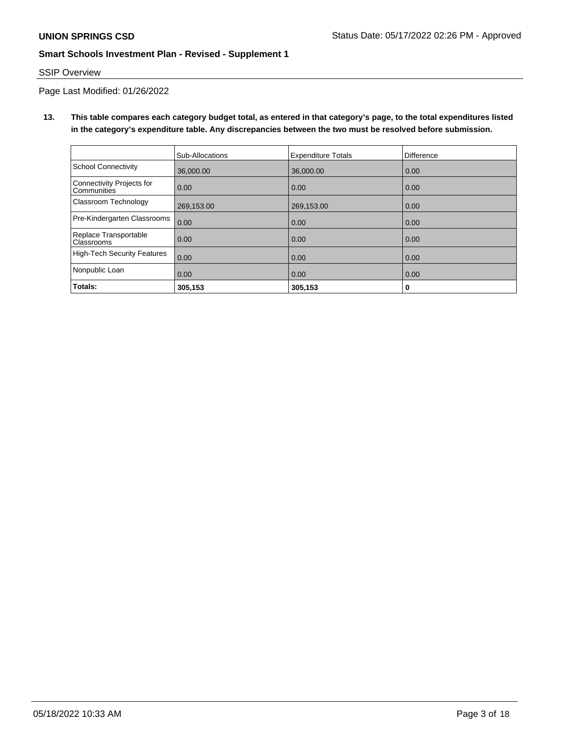**UNION SPRINGS CSD** Status Date: 05/17/2022 02:26 PM - Approved

**Smart Schools Investment Plan - Revised - Supplement 1**

SSIP Overview

Page Last Modified: 01/26/2022

**13. This table compares each category budget total, as entered in that category's page, to the total expenditures listed in the category's expenditure table. Any discrepancies between the two must be resolved before submission.**

| | Sub-Allocations | Expenditure Totals | Difference |
|---|---|---|---|
| School Connectivity | 36,000.00 | 36,000.00 | 0.00 |
| Connectivity Projects for Communities | 0.00 | 0.00 | 0.00 |
| Classroom Technology | 269,153.00 | 269,153.00 | 0.00 |
| Pre-Kindergarten Classrooms | 0.00 | 0.00 | 0.00 |
| Replace Transportable Classrooms | 0.00 | 0.00 | 0.00 |
| High-Tech Security Features | 0.00 | 0.00 | 0.00 |
| Nonpublic Loan | 0.00 | 0.00 | 0.00 |
| **Totals:** | **305,153** | **305,153** | **0** |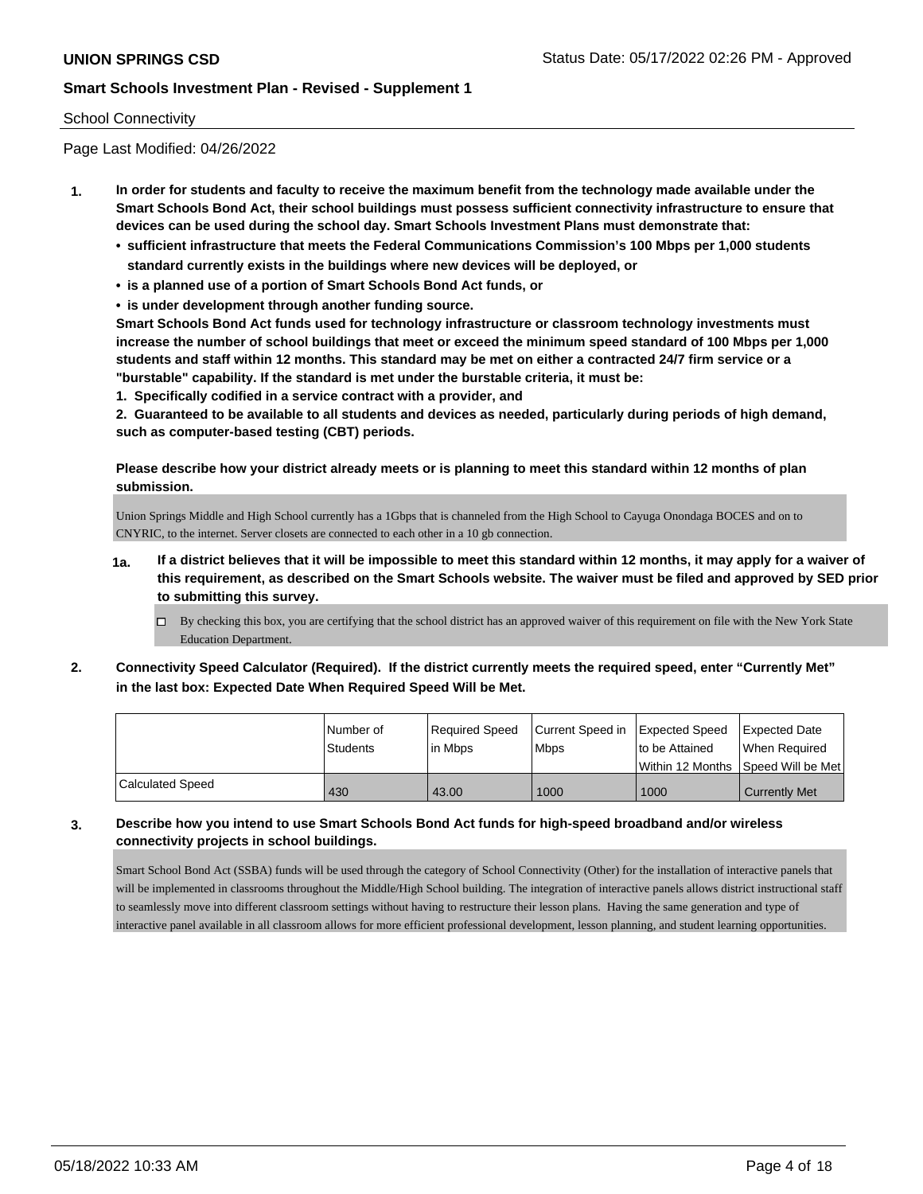School Connectivity

Page Last Modified: 04/26/2022

**1. In order for students and faculty to receive the maximum benefit from the technology made available under the Smart Schools Bond Act, their school buildings must possess sufficient connectivity infrastructure to ensure that devices can be used during the school day. Smart Schools Investment Plans must demonstrate that:**

- **sufficient infrastructure that meets the Federal Communications Commission's 100 Mbps per 1,000 students standard currently exists in the buildings where new devices will be deployed, or**
- **is a planned use of a portion of Smart Schools Bond Act funds, or**
- **is under development through another funding source.**

**Smart Schools Bond Act funds used for technology infrastructure or classroom technology investments must increase the number of school buildings that meet or exceed the minimum speed standard of 100 Mbps per 1,000 students and staff within 12 months. This standard may be met on either a contracted 24/7 firm service or a "burstable" capability. If the standard is met under the burstable criteria, it must be:**

**1. Specifically codified in a service contract with a provider, and**

**2. Guaranteed to be available to all students and devices as needed, particularly during periods of high demand, such as computer-based testing (CBT) periods.**

**Please describe how your district already meets or is planning to meet this standard within 12 months of plan submission.**

Union Springs Middle and High School currently has a 1Gbps that is channeled from the High School to Cayuga Onondaga BOCES and on to CNYRIC, to the internet. Server closets are connected to each other in a 10 gb connection.

**1a. If a district believes that it will be impossible to meet this standard within 12 months, it may apply for a waiver of this requirement, as described on the Smart Schools website. The waiver must be filed and approved by SED prior to submitting this survey.**

☐ By checking this box, you are certifying that the school district has an approved waiver of this requirement on file with the New York State Education Department.

**2. Connectivity Speed Calculator (Required). If the district currently meets the required speed, enter "Currently Met" in the last box: Expected Date When Required Speed Will be Met.**

| | Number of Students | Required Speed in Mbps | Current Speed in Mbps | Expected Speed to be Attained Within 12 Months | Expected Date When Required Speed Will be Met |
|---|---|---|---|---|---|
| Calculated Speed | 430 | 43.00 | 1000 | 1000 | Currently Met |

**3. Describe how you intend to use Smart Schools Bond Act funds for high-speed broadband and/or wireless connectivity projects in school buildings.**

Smart School Bond Act (SSBA) funds will be used through the category of School Connectivity (Other) for the installation of interactive panels that will be implemented in classrooms throughout the Middle/High School building. The integration of interactive panels allows district instructional staff to seamlessly move into different classroom settings without having to restructure their lesson plans. Having the same generation and type of interactive panel available in all classroom allows for more efficient professional development, lesson planning, and student learning opportunities.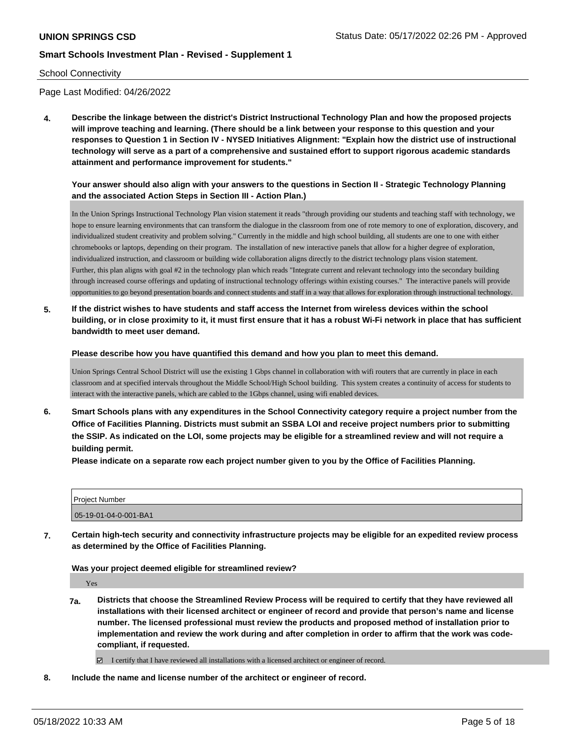School Connectivity

Page Last Modified: 04/26/2022

**4. Describe the linkage between the district's District Instructional Technology Plan and how the proposed projects will improve teaching and learning. (There should be a link between your response to this question and your responses to Question 1 in Section IV - NYSED Initiatives Alignment: "Explain how the district use of instructional technology will serve as a part of a comprehensive and sustained effort to support rigorous academic standards attainment and performance improvement for students."**

**Your answer should also align with your answers to the questions in Section II - Strategic Technology Planning and the associated Action Steps in Section III - Action Plan.)**

In the Union Springs Instructional Technology Plan vision statement it reads "through providing our students and teaching staff with technology, we hope to ensure learning environments that can transform the dialogue in the classroom from one of rote memory to one of exploration, discovery, and individualized student creativity and problem solving." Currently in the middle and high school building, all students are one to one with either chromebooks or laptops, depending on their program. The installation of new interactive panels that allow for a higher degree of exploration, individualized instruction, and classroom or building wide collaboration aligns directly to the district technology plans vision statement.
Further, this plan aligns with goal #2 in the technology plan which reads "Integrate current and relevant technology into the secondary building through increased course offerings and updating of instructional technology offerings within existing courses." The interactive panels will provide opportunities to go beyond presentation boards and connect students and staff in a way that allows for exploration through instructional technology.

**5. If the district wishes to have students and staff access the Internet from wireless devices within the school building, or in close proximity to it, it must first ensure that it has a robust Wi-Fi network in place that has sufficient bandwidth to meet user demand.**

**Please describe how you have quantified this demand and how you plan to meet this demand.**

Union Springs Central School District will use the existing 1 Gbps channel in collaboration with wifi routers that are currently in place in each classroom and at specified intervals throughout the Middle School/High School building. This system creates a continuity of access for students to interact with the interactive panels, which are cabled to the 1Gbps channel, using wifi enabled devices.

**6. Smart Schools plans with any expenditures in the School Connectivity category require a project number from the Office of Facilities Planning. Districts must submit an SSBA LOI and receive project numbers prior to submitting the SSIP. As indicated on the LOI, some projects may be eligible for a streamlined review and will not require a building permit.**

**Please indicate on a separate row each project number given to you by the Office of Facilities Planning.**

| Project Number |
|---|
| 05-19-01-04-0-001-BA1 |

**7. Certain high-tech security and connectivity infrastructure projects may be eligible for an expedited review process as determined by the Office of Facilities Planning.**

**Was your project deemed eligible for streamlined review?**

Yes

**7a. Districts that choose the Streamlined Review Process will be required to certify that they have reviewed all installations with their licensed architect or engineer of record and provide that person's name and license number. The licensed professional must review the products and proposed method of installation prior to implementation and review the work during and after completion in order to affirm that the work was code-compliant, if requested.**

☑ I certify that I have reviewed all installations with a licensed architect or engineer of record.

**8. Include the name and license number of the architect or engineer of record.**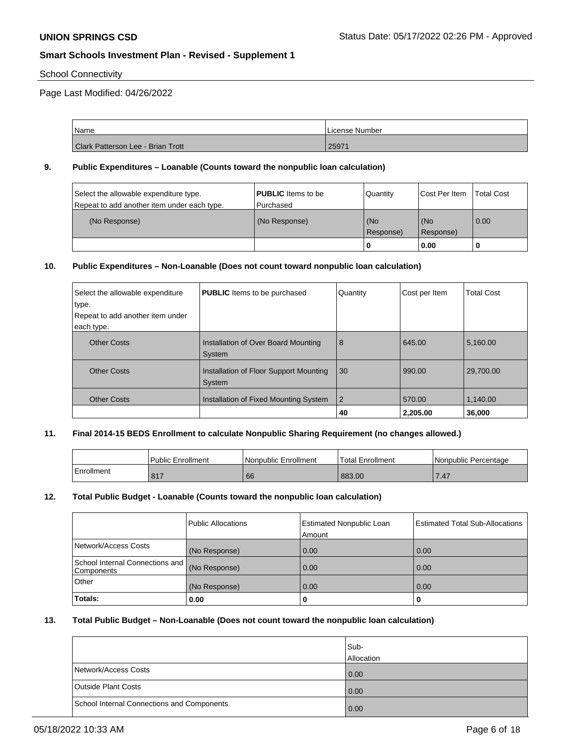School Connectivity

Page Last Modified: 04/26/2022

| Name | License Number |
| --- | --- |
| Clark Patterson Lee - Brian Trott | 25971 |

**9. Public Expenditures – Loanable (Counts toward the nonpublic loan calculation)**

| Select the allowable expenditure type. Repeat to add another item under each type. | **PUBLIC** Items to be Purchased | Quantity | Cost Per Item | Total Cost |
| --- | --- | --- | --- | --- |
| (No Response) | (No Response) | (No Response) | (No Response) | 0.00 |
| | | **0** | **0.00** | **0** |

**10. Public Expenditures – Non-Loanable (Does not count toward nonpublic loan calculation)**

| Select the allowable expenditure type. Repeat to add another item under each type. | **PUBLIC** Items to be purchased | Quantity | Cost per Item | Total Cost |
| --- | --- | --- | --- | --- |
| Other Costs | Installation of Over Board Mounting System | 8 | 645.00 | 5,160.00 |
| Other Costs | Installation of Floor Support Mounting System | 30 | 990.00 | 29,700.00 |
| Other Costs | Installation of Fixed Mounting System | 2 | 570.00 | 1,140.00 |
| | | **40** | **2,205.00** | **36,000** |

**11. Final 2014-15 BEDS Enrollment to calculate Nonpublic Sharing Requirement (no changes allowed.)**

| | Public Enrollment | Nonpublic Enrollment | Total Enrollment | Nonpublic Percentage |
| --- | --- | --- | --- | --- |
| Enrollment | 817 | 66 | 883.00 | 7.47 |

**12. Total Public Budget - Loanable (Counts toward the nonpublic loan calculation)**

| | Public Allocations | Estimated Nonpublic Loan Amount | Estimated Total Sub-Allocations |
| --- | --- | --- | --- |
| Network/Access Costs | (No Response) | 0.00 | 0.00 |
| School Internal Connections and Components | (No Response) | 0.00 | 0.00 |
| Other | (No Response) | 0.00 | 0.00 |
| **Totals:** | **0.00** | **0** | **0** |

**13. Total Public Budget – Non-Loanable (Does not count toward the nonpublic loan calculation)**

| | Sub-Allocation |
| --- | --- |
| Network/Access Costs | 0.00 |
| Outside Plant Costs | 0.00 |
| School Internal Connections and Components | 0.00 |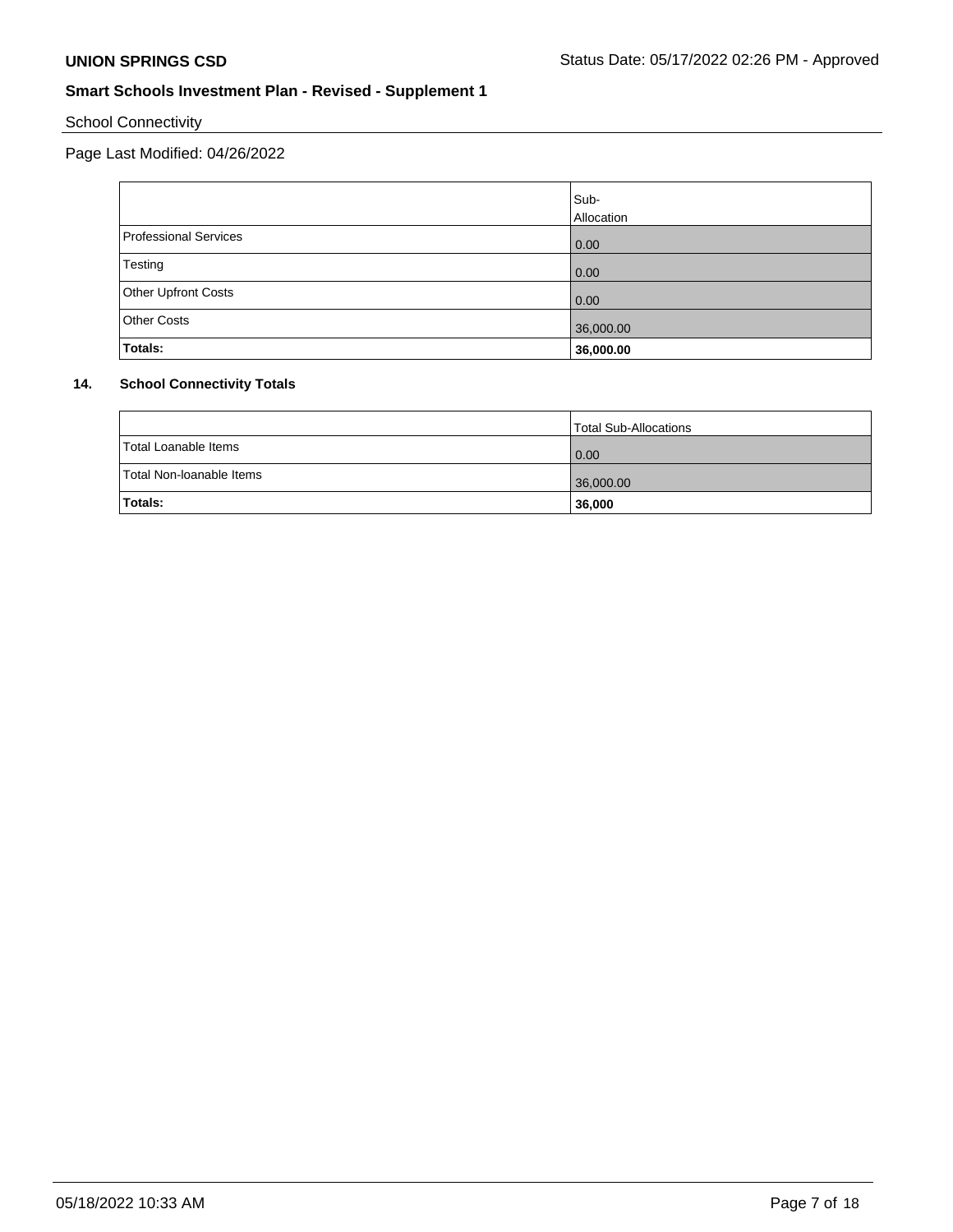School Connectivity

Page Last Modified: 04/26/2022

| | Sub-Allocation |
|---|---|
| Professional Services | 0.00 |
| Testing | 0.00 |
| Other Upfront Costs | 0.00 |
| Other Costs | 36,000.00 |
| **Totals:** | **36,000.00** |

## 14. School Connectivity Totals

| | Total Sub-Allocations |
|---|---|
| Total Loanable Items | 0.00 |
| Total Non-loanable Items | 36,000.00 |
| **Totals:** | **36,000** |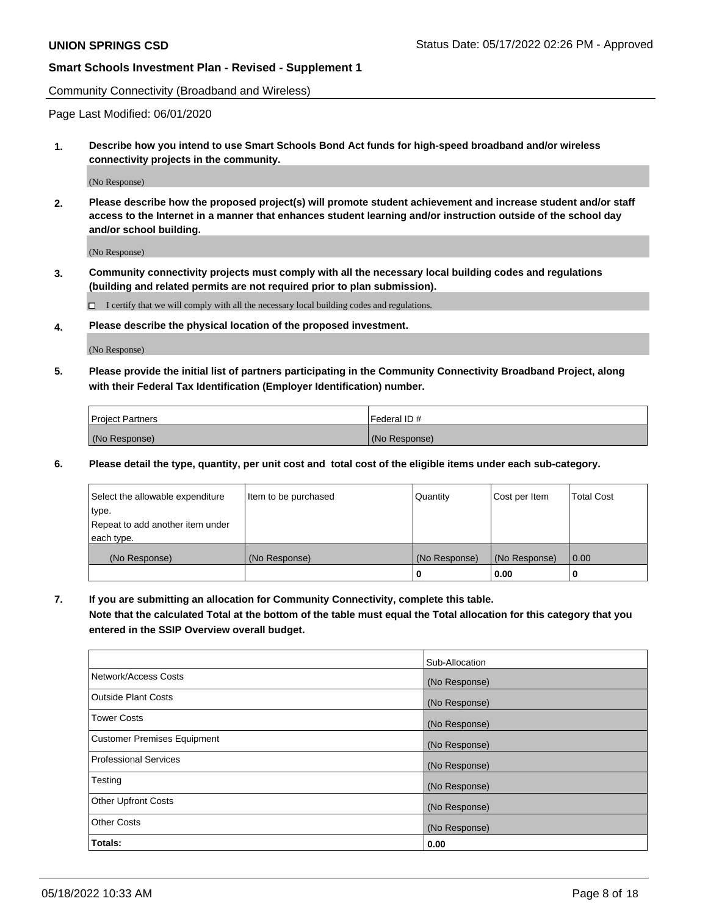Community Connectivity (Broadband and Wireless)

Page Last Modified: 06/01/2020

**1. Describe how you intend to use Smart Schools Bond Act funds for high-speed broadband and/or wireless connectivity projects in the community.**

(No Response)

**2. Please describe how the proposed project(s) will promote student achievement and increase student and/or staff access to the Internet in a manner that enhances student learning and/or instruction outside of the school day and/or school building.**

(No Response)

**3. Community connectivity projects must comply with all the necessary local building codes and regulations (building and related permits are not required prior to plan submission).**

☐ I certify that we will comply with all the necessary local building codes and regulations.

**4. Please describe the physical location of the proposed investment.**

(No Response)

**5. Please provide the initial list of partners participating in the Community Connectivity Broadband Project, along with their Federal Tax Identification (Employer Identification) number.**

| Project Partners | Federal ID # |
|---|---|
| (No Response) | (No Response) |

**6. Please detail the type, quantity, per unit cost and total cost of the eligible items under each sub-category.**

| Select the allowable expenditure type. Repeat to add another item under each type. | Item to be purchased | Quantity | Cost per Item | Total Cost |
|---|---|---|---|---|
| (No Response) | (No Response) | (No Response) | (No Response) | 0.00 |
| | | **0** | **0.00** | **0** |

**7. If you are submitting an allocation for Community Connectivity, complete this table. Note that the calculated Total at the bottom of the table must equal the Total allocation for this category that you entered in the SSIP Overview overall budget.**

| | Sub-Allocation |
|---|---|
| Network/Access Costs | (No Response) |
| Outside Plant Costs | (No Response) |
| Tower Costs | (No Response) |
| Customer Premises Equipment | (No Response) |
| Professional Services | (No Response) |
| Testing | (No Response) |
| Other Upfront Costs | (No Response) |
| Other Costs | (No Response) |
| **Totals:** | **0.00** |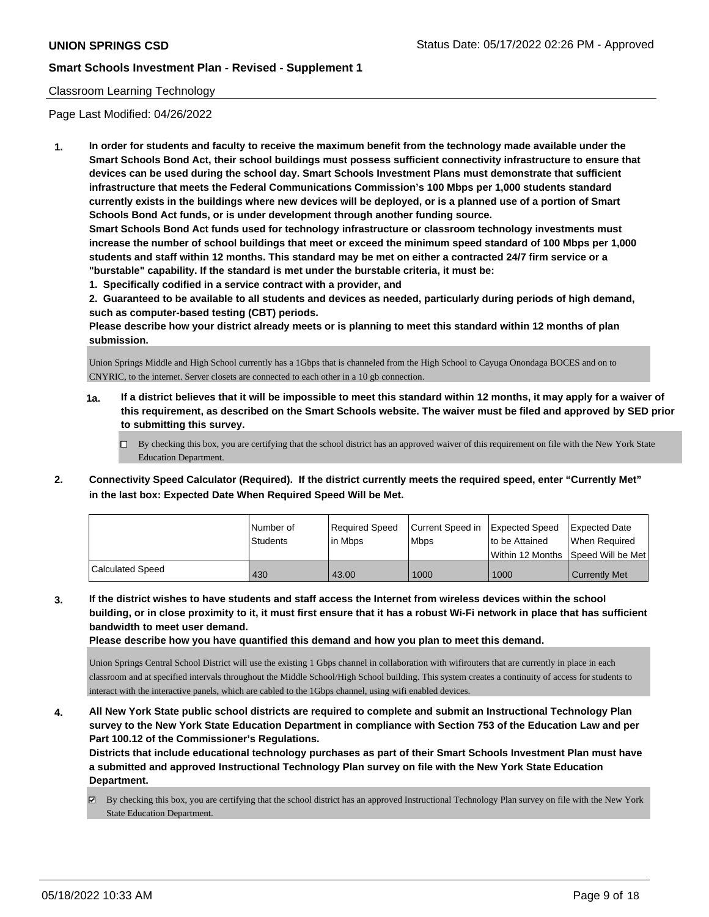## Classroom Learning Technology

Page Last Modified: 04/26/2022

**1. In order for students and faculty to receive the maximum benefit from the technology made available under the Smart Schools Bond Act, their school buildings must possess sufficient connectivity infrastructure to ensure that devices can be used during the school day. Smart Schools Investment Plans must demonstrate that sufficient infrastructure that meets the Federal Communications Commission's 100 Mbps per 1,000 students standard currently exists in the buildings where new devices will be deployed, or is a planned use of a portion of Smart Schools Bond Act funds, or is under development through another funding source.**

**Smart Schools Bond Act funds used for technology infrastructure or classroom technology investments must increase the number of school buildings that meet or exceed the minimum speed standard of 100 Mbps per 1,000 students and staff within 12 months. This standard may be met on either a contracted 24/7 firm service or a "burstable" capability. If the standard is met under the burstable criteria, it must be:**

**1. Specifically codified in a service contract with a provider, and**

**2. Guaranteed to be available to all students and devices as needed, particularly during periods of high demand, such as computer-based testing (CBT) periods.**

**Please describe how your district already meets or is planning to meet this standard within 12 months of plan submission.**

Union Springs Middle and High School currently has a 1Gbps that is channeled from the High School to Cayuga Onondaga BOCES and on to CNYRIC, to the internet. Server closets are connected to each other in a 10 gb connection.

**1a. If a district believes that it will be impossible to meet this standard within 12 months, it may apply for a waiver of this requirement, as described on the Smart Schools website. The waiver must be filed and approved by SED prior to submitting this survey.**

☐ By checking this box, you are certifying that the school district has an approved waiver of this requirement on file with the New York State Education Department.

**2. Connectivity Speed Calculator (Required). If the district currently meets the required speed, enter "Currently Met" in the last box: Expected Date When Required Speed Will be Met.**

| | Number of Students | Required Speed in Mbps | Current Speed in Mbps | Expected Speed to be Attained Within 12 Months | Expected Date When Required Speed Will be Met |
|---|---|---|---|---|---|
| Calculated Speed | 430 | 43.00 | 1000 | 1000 | Currently Met |

**3. If the district wishes to have students and staff access the Internet from wireless devices within the school building, or in close proximity to it, it must first ensure that it has a robust Wi-Fi network in place that has sufficient bandwidth to meet user demand.**

**Please describe how you have quantified this demand and how you plan to meet this demand.**

Union Springs Central School District will use the existing 1 Gbps channel in collaboration with wifirouters that are currently in place in each classroom and at specified intervals throughout the Middle School/High School building. This system creates a continuity of access for students to interact with the interactive panels, which are cabled to the 1Gbps channel, using wifi enabled devices.

**4. All New York State public school districts are required to complete and submit an Instructional Technology Plan survey to the New York State Education Department in compliance with Section 753 of the Education Law and per Part 100.12 of the Commissioner's Regulations.**

**Districts that include educational technology purchases as part of their Smart Schools Investment Plan must have a submitted and approved Instructional Technology Plan survey on file with the New York State Education Department.**

☑ By checking this box, you are certifying that the school district has an approved Instructional Technology Plan survey on file with the New York State Education Department.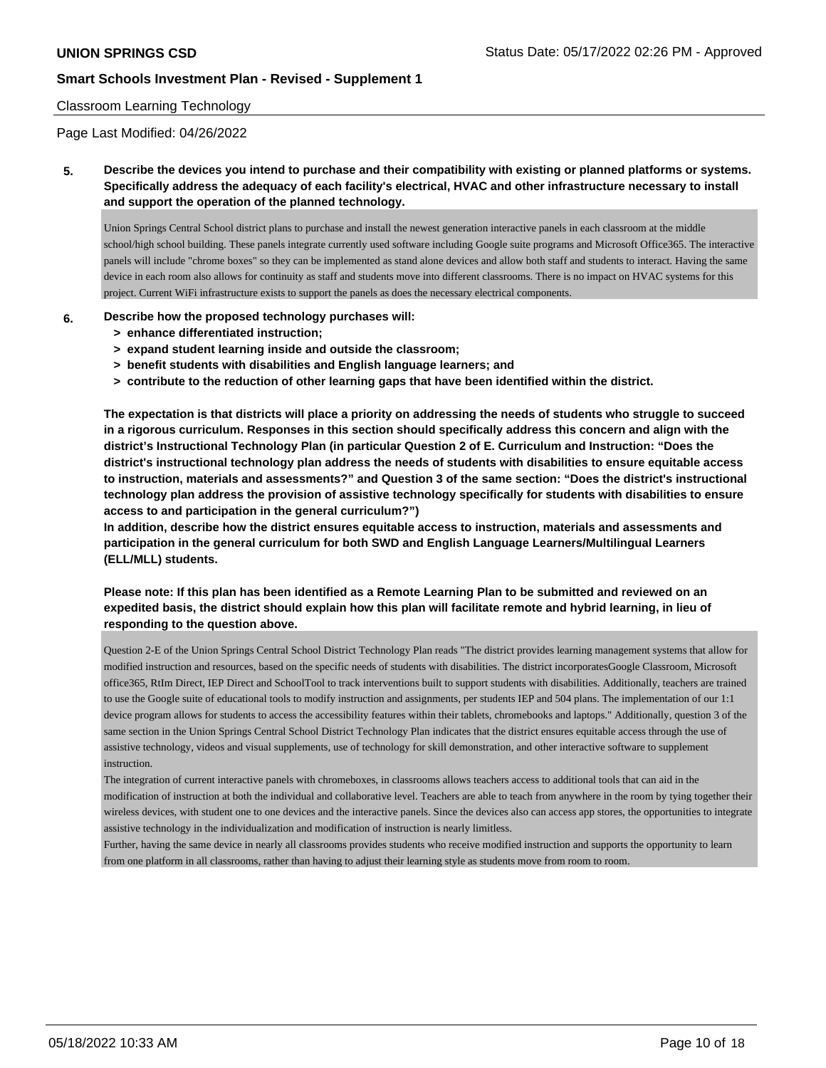Classroom Learning Technology

Page Last Modified: 04/26/2022

**5. Describe the devices you intend to purchase and their compatibility with existing or planned platforms or systems. Specifically address the adequacy of each facility's electrical, HVAC and other infrastructure necessary to install and support the operation of the planned technology.**

Union Springs Central School district plans to purchase and install the newest generation interactive panels in each classroom at the middle school/high school building. These panels integrate currently used software including Google suite programs and Microsoft Office365. The interactive panels will include "chrome boxes" so they can be implemented as stand alone devices and allow both staff and students to interact. Having the same device in each room also allows for continuity as staff and students move into different classrooms. There is no impact on HVAC systems for this project. Current WiFi infrastructure exists to support the panels as does the necessary electrical components.

**6. Describe how the proposed technology purchases will:**
- **> enhance differentiated instruction;**
- **> expand student learning inside and outside the classroom;**
- **> benefit students with disabilities and English language learners; and**
- **> contribute to the reduction of other learning gaps that have been identified within the district.**

**The expectation is that districts will place a priority on addressing the needs of students who struggle to succeed in a rigorous curriculum. Responses in this section should specifically address this concern and align with the district's Instructional Technology Plan (in particular Question 2 of E. Curriculum and Instruction: "Does the district's instructional technology plan address the needs of students with disabilities to ensure equitable access to instruction, materials and assessments?" and Question 3 of the same section: "Does the district's instructional technology plan address the provision of assistive technology specifically for students with disabilities to ensure access to and participation in the general curriculum?")**
**In addition, describe how the district ensures equitable access to instruction, materials and assessments and participation in the general curriculum for both SWD and English Language Learners/Multilingual Learners (ELL/MLL) students.**

**Please note: If this plan has been identified as a Remote Learning Plan to be submitted and reviewed on an expedited basis, the district should explain how this plan will facilitate remote and hybrid learning, in lieu of responding to the question above.**

Question 2-E of the Union Springs Central School District Technology Plan reads "The district provides learning management systems that allow for modified instruction and resources, based on the specific needs of students with disabilities. The district incorporatesGoogle Classroom, Microsoft office365, RtIm Direct, IEP Direct and SchoolTool to track interventions built to support students with disabilities. Additionally, teachers are trained to use the Google suite of educational tools to modify instruction and assignments, per students IEP and 504 plans. The implementation of our 1:1 device program allows for students to access the accessibility features within their tablets, chromebooks and laptops." Additionally, question 3 of the same section in the Union Springs Central School District Technology Plan indicates that the district ensures equitable access through the use of assistive technology, videos and visual supplements, use of technology for skill demonstration, and other interactive software to supplement instruction.

The integration of current interactive panels with chromeboxes, in classrooms allows teachers access to additional tools that can aid in the modification of instruction at both the individual and collaborative level. Teachers are able to teach from anywhere in the room by tying together their wireless devices, with student one to one devices and the interactive panels. Since the devices also can access app stores, the opportunities to integrate assistive technology in the individualization and modification of instruction is nearly limitless.

Further, having the same device in nearly all classrooms provides students who receive modified instruction and supports the opportunity to learn from one platform in all classrooms, rather than having to adjust their learning style as students move from room to room.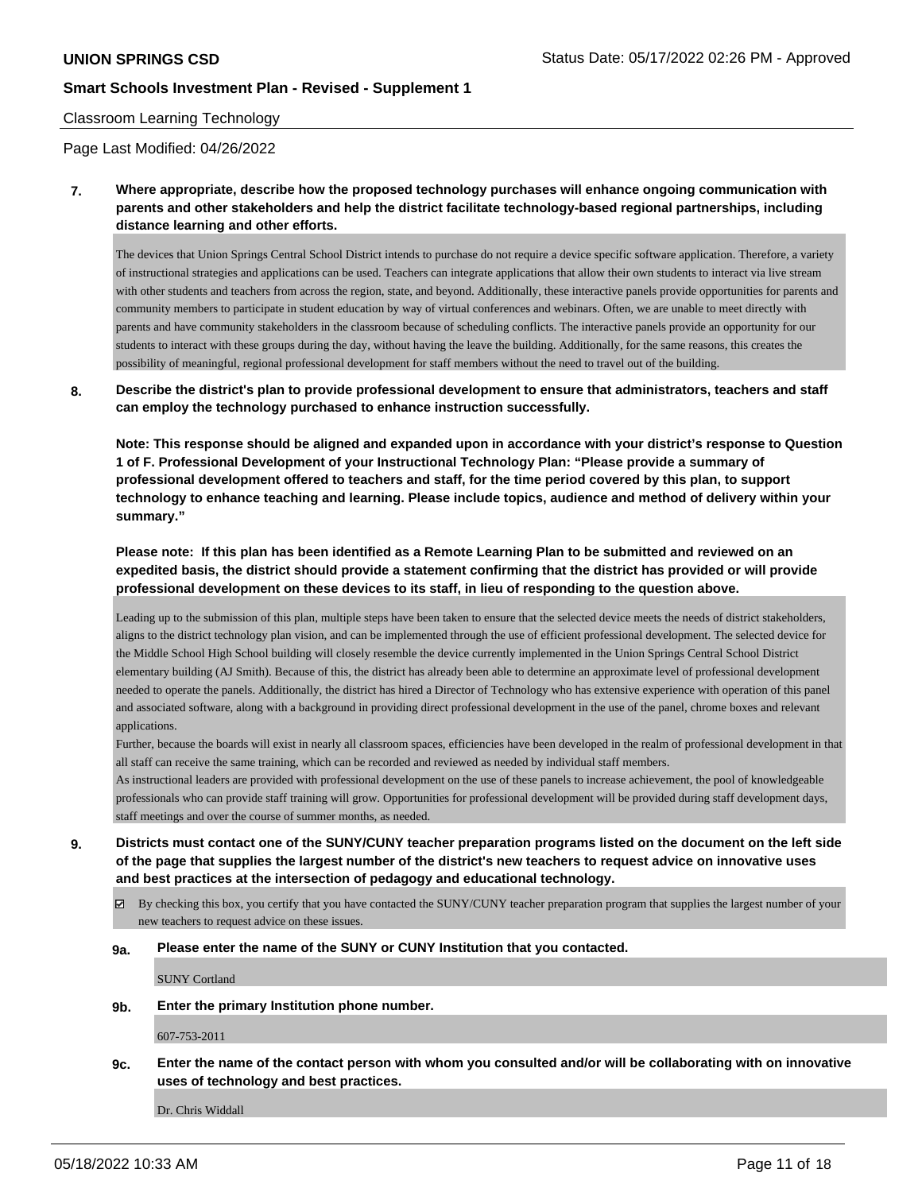Classroom Learning Technology

Page Last Modified: 04/26/2022

**7. Where appropriate, describe how the proposed technology purchases will enhance ongoing communication with parents and other stakeholders and help the district facilitate technology-based regional partnerships, including distance learning and other efforts.**

The devices that Union Springs Central School District intends to purchase do not require a device specific software application. Therefore, a variety of instructional strategies and applications can be used. Teachers can integrate applications that allow their own students to interact via live stream with other students and teachers from across the region, state, and beyond. Additionally, these interactive panels provide opportunities for parents and community members to participate in student education by way of virtual conferences and webinars. Often, we are unable to meet directly with parents and have community stakeholders in the classroom because of scheduling conflicts. The interactive panels provide an opportunity for our students to interact with these groups during the day, without having the leave the building. Additionally, for the same reasons, this creates the possibility of meaningful, regional professional development for staff members without the need to travel out of the building.

**8. Describe the district's plan to provide professional development to ensure that administrators, teachers and staff can employ the technology purchased to enhance instruction successfully.**

**Note: This response should be aligned and expanded upon in accordance with your district's response to Question 1 of F. Professional Development of your Instructional Technology Plan: "Please provide a summary of professional development offered to teachers and staff, for the time period covered by this plan, to support technology to enhance teaching and learning. Please include topics, audience and method of delivery within your summary."**

**Please note: If this plan has been identified as a Remote Learning Plan to be submitted and reviewed on an expedited basis, the district should provide a statement confirming that the district has provided or will provide professional development on these devices to its staff, in lieu of responding to the question above.**

Leading up to the submission of this plan, multiple steps have been taken to ensure that the selected device meets the needs of district stakeholders, aligns to the district technology plan vision, and can be implemented through the use of efficient professional development. The selected device for the Middle School High School building will closely resemble the device currently implemented in the Union Springs Central School District elementary building (AJ Smith). Because of this, the district has already been able to determine an approximate level of professional development needed to operate the panels. Additionally, the district has hired a Director of Technology who has extensive experience with operation of this panel and associated software, along with a background in providing direct professional development in the use of the panel, chrome boxes and relevant applications.

Further, because the boards will exist in nearly all classroom spaces, efficiencies have been developed in the realm of professional development in that all staff can receive the same training, which can be recorded and reviewed as needed by individual staff members.

As instructional leaders are provided with professional development on the use of these panels to increase achievement, the pool of knowledgeable professionals who can provide staff training will grow. Opportunities for professional development will be provided during staff development days, staff meetings and over the course of summer months, as needed.

**9. Districts must contact one of the SUNY/CUNY teacher preparation programs listed on the document on the left side of the page that supplies the largest number of the district's new teachers to request advice on innovative uses and best practices at the intersection of pedagogy and educational technology.**

☑ By checking this box, you certify that you have contacted the SUNY/CUNY teacher preparation program that supplies the largest number of your new teachers to request advice on these issues.

**9a. Please enter the name of the SUNY or CUNY Institution that you contacted.**

SUNY Cortland

**9b. Enter the primary Institution phone number.**

607-753-2011

**9c. Enter the name of the contact person with whom you consulted and/or will be collaborating with on innovative uses of technology and best practices.**

Dr. Chris Widdall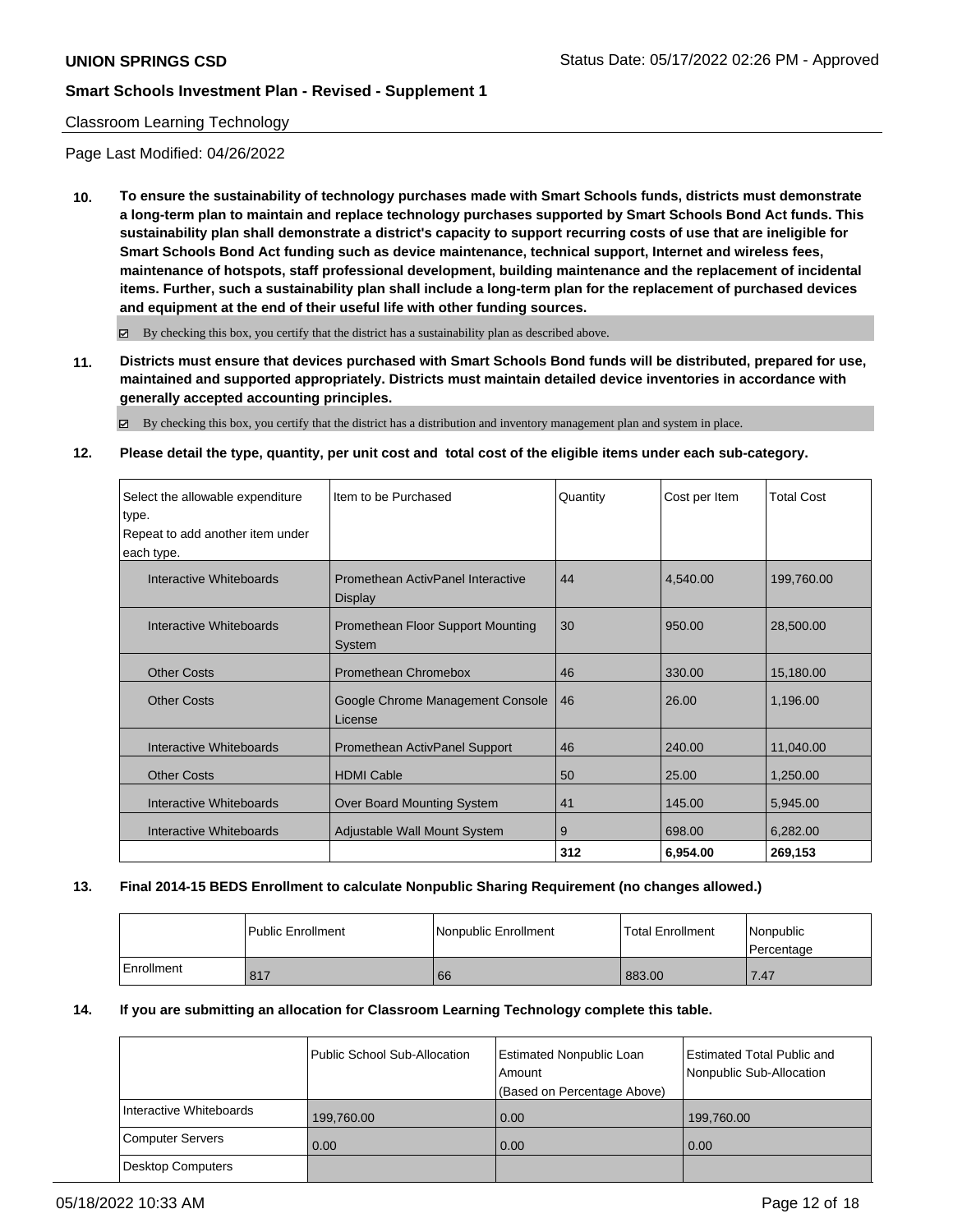Classroom Learning Technology

Page Last Modified: 04/26/2022

**10. To ensure the sustainability of technology purchases made with Smart Schools funds, districts must demonstrate a long-term plan to maintain and replace technology purchases supported by Smart Schools Bond Act funds. This sustainability plan shall demonstrate a district's capacity to support recurring costs of use that are ineligible for Smart Schools Bond Act funding such as device maintenance, technical support, Internet and wireless fees, maintenance of hotspots, staff professional development, building maintenance and the replacement of incidental items. Further, such a sustainability plan shall include a long-term plan for the replacement of purchased devices and equipment at the end of their useful life with other funding sources.**

☑ By checking this box, you certify that the district has a sustainability plan as described above.

**11. Districts must ensure that devices purchased with Smart Schools Bond funds will be distributed, prepared for use, maintained and supported appropriately. Districts must maintain detailed device inventories in accordance with generally accepted accounting principles.**

☑ By checking this box, you certify that the district has a distribution and inventory management plan and system in place.

**12. Please detail the type, quantity, per unit cost and total cost of the eligible items under each sub-category.**

| Select the allowable expenditure type. Repeat to add another item under each type. | Item to be Purchased | Quantity | Cost per Item | Total Cost |
|---|---|---|---|---|
| Interactive Whiteboards | Promethean ActivPanel Interactive Display | 44 | 4,540.00 | 199,760.00 |
| Interactive Whiteboards | Promethean Floor Support Mounting System | 30 | 950.00 | 28,500.00 |
| Other Costs | Promethean Chromebox | 46 | 330.00 | 15,180.00 |
| Other Costs | Google Chrome Management Console License | 46 | 26.00 | 1,196.00 |
| Interactive Whiteboards | Promethean ActivPanel Support | 46 | 240.00 | 11,040.00 |
| Other Costs | HDMI Cable | 50 | 25.00 | 1,250.00 |
| Interactive Whiteboards | Over Board Mounting System | 41 | 145.00 | 5,945.00 |
| Interactive Whiteboards | Adjustable Wall Mount System | 9 | 698.00 | 6,282.00 |
| | | **312** | **6,954.00** | **269,153** |

**13. Final 2014-15 BEDS Enrollment to calculate Nonpublic Sharing Requirement (no changes allowed.)**

| | Public Enrollment | Nonpublic Enrollment | Total Enrollment | Nonpublic Percentage |
|---|---|---|---|---|
| Enrollment | 817 | 66 | 883.00 | 7.47 |

**14. If you are submitting an allocation for Classroom Learning Technology complete this table.**

| | Public School Sub-Allocation | Estimated Nonpublic Loan Amount (Based on Percentage Above) | Estimated Total Public and Nonpublic Sub-Allocation |
|---|---|---|---|
| Interactive Whiteboards | 199,760.00 | 0.00 | 199,760.00 |
| Computer Servers | 0.00 | 0.00 | 0.00 |
| Desktop Computers | | | |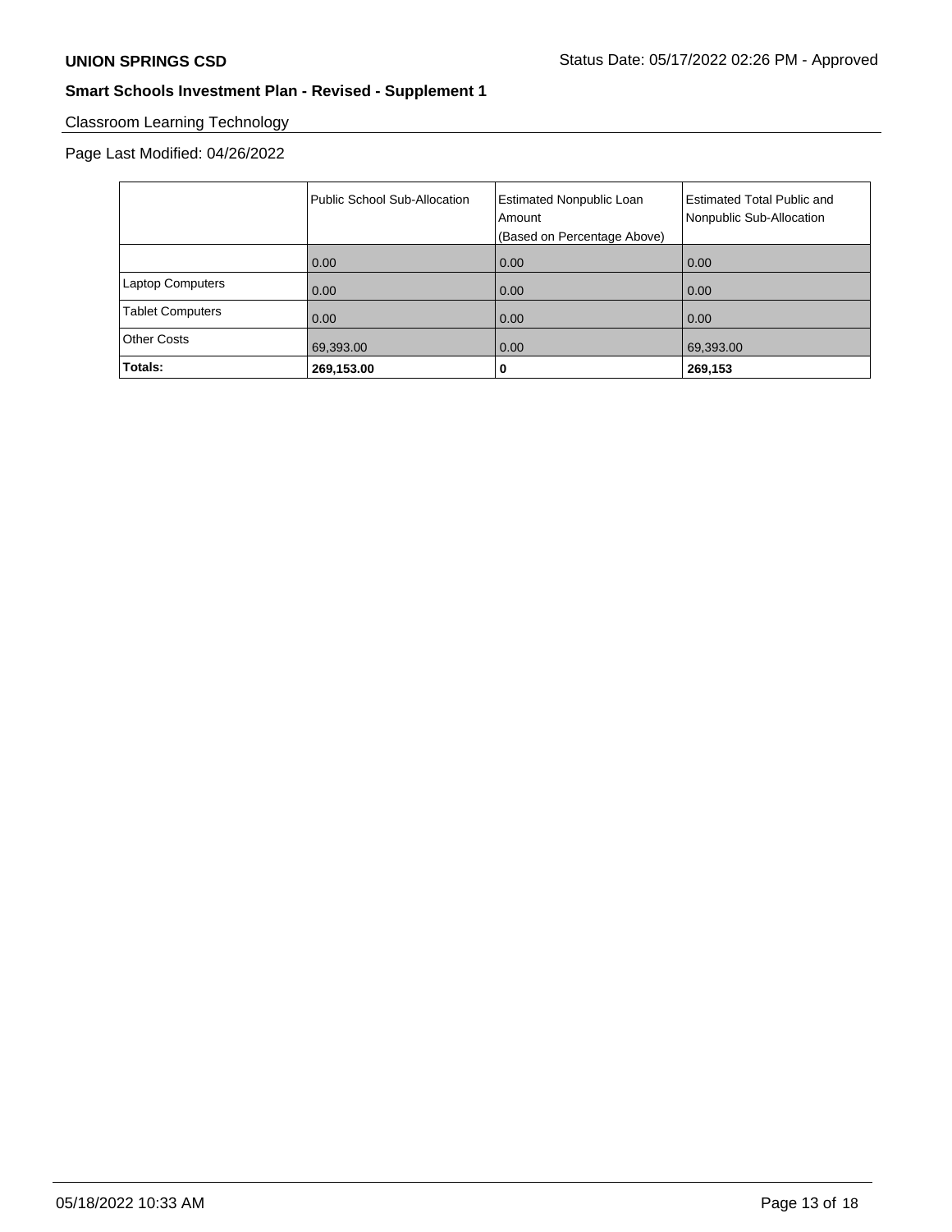**UNION SPRINGS CSD**

Status Date: 05/17/2022 02:26 PM - Approved

## Smart Schools Investment Plan - Revised - Supplement 1

### Classroom Learning Technology

Page Last Modified: 04/26/2022

| | Public School Sub-Allocation | Estimated Nonpublic Loan Amount (Based on Percentage Above) | Estimated Total Public and Nonpublic Sub-Allocation |
|---|---|---|---|
| | 0.00 | 0.00 | 0.00 |
| Laptop Computers | 0.00 | 0.00 | 0.00 |
| Tablet Computers | 0.00 | 0.00 | 0.00 |
| Other Costs | 69,393.00 | 0.00 | 69,393.00 |
| **Totals:** | **269,153.00** | **0** | **269,153** |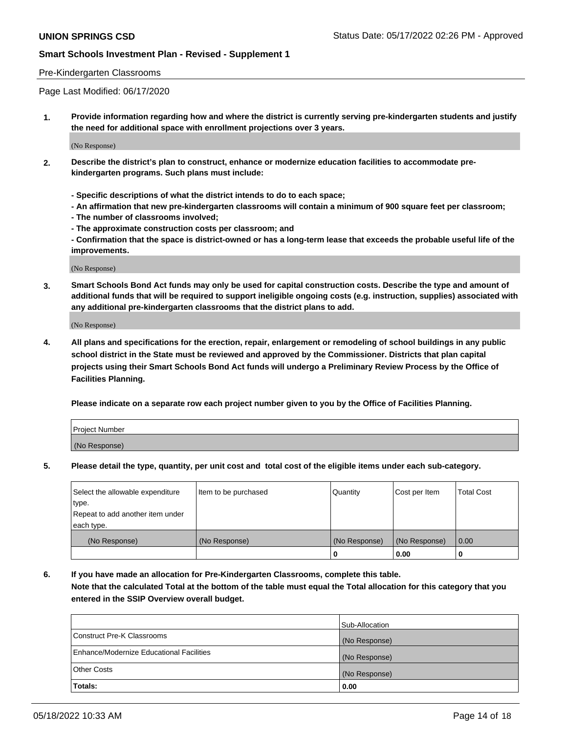**UNION SPRINGS CSD** Status Date: 05/17/2022 02:26 PM - Approved

**Smart Schools Investment Plan - Revised - Supplement 1**

Pre-Kindergarten Classrooms

Page Last Modified: 06/17/2020

**1. Provide information regarding how and where the district is currently serving pre-kindergarten students and justify the need for additional space with enrollment projections over 3 years.**

(No Response)

**2. Describe the district's plan to construct, enhance or modernize education facilities to accommodate pre-kindergarten programs. Such plans must include:**

**- Specific descriptions of what the district intends to do to each space;**
**- An affirmation that new pre-kindergarten classrooms will contain a minimum of 900 square feet per classroom;**
**- The number of classrooms involved;**
**- The approximate construction costs per classroom; and**
**- Confirmation that the space is district-owned or has a long-term lease that exceeds the probable useful life of the improvements.**

(No Response)

**3. Smart Schools Bond Act funds may only be used for capital construction costs. Describe the type and amount of additional funds that will be required to support ineligible ongoing costs (e.g. instruction, supplies) associated with any additional pre-kindergarten classrooms that the district plans to add.**

(No Response)

**4. All plans and specifications for the erection, repair, enlargement or remodeling of school buildings in any public school district in the State must be reviewed and approved by the Commissioner. Districts that plan capital projects using their Smart Schools Bond Act funds will undergo a Preliminary Review Process by the Office of Facilities Planning.**

**Please indicate on a separate row each project number given to you by the Office of Facilities Planning.**

| Project Number |
| --- |
| (No Response) |

**5. Please detail the type, quantity, per unit cost and total cost of the eligible items under each sub-category.**

| Select the allowable expenditure type. Repeat to add another item under each type. | Item to be purchased | Quantity | Cost per Item | Total Cost |
| --- | --- | --- | --- | --- |
| (No Response) | (No Response) | (No Response) | (No Response) | 0.00 |
| | | 0 | 0.00 | 0 |

**6. If you have made an allocation for Pre-Kindergarten Classrooms, complete this table.**
**Note that the calculated Total at the bottom of the table must equal the Total allocation for this category that you entered in the SSIP Overview overall budget.**

| | Sub-Allocation |
| --- | --- |
| Construct Pre-K Classrooms | (No Response) |
| Enhance/Modernize Educational Facilities | (No Response) |
| Other Costs | (No Response) |
| **Totals:** | **0.00** |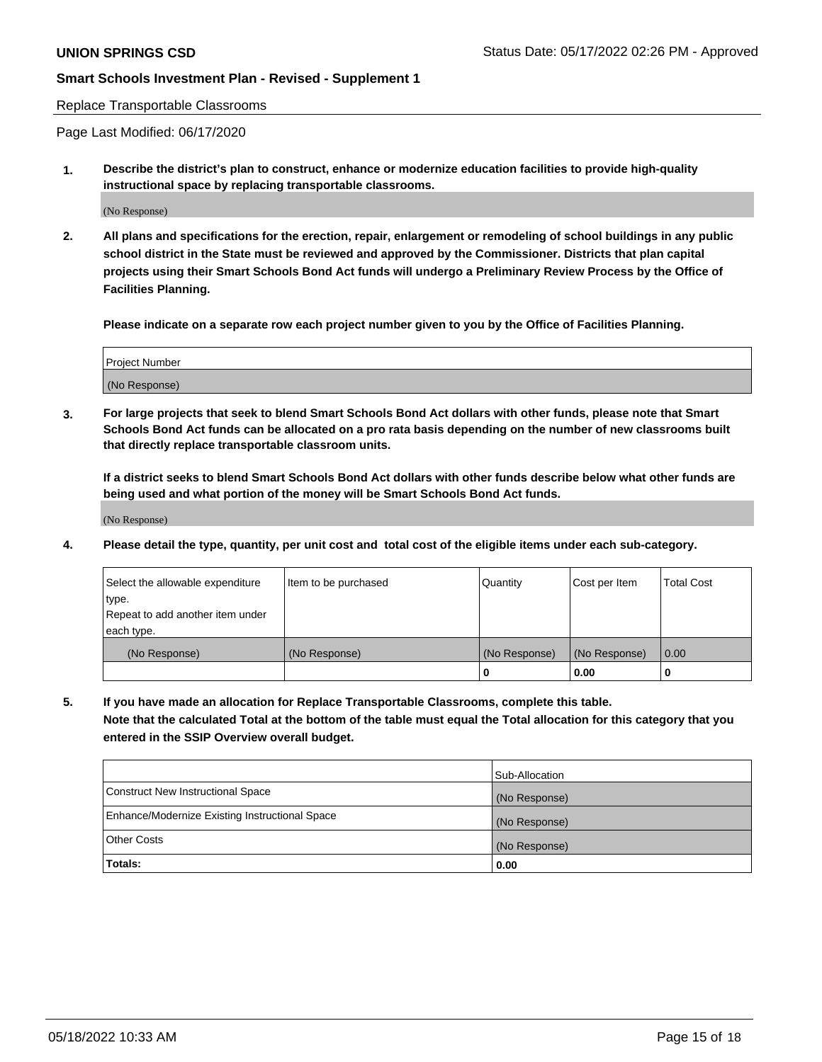Replace Transportable Classrooms

Page Last Modified: 06/17/2020

**1. Describe the district's plan to construct, enhance or modernize education facilities to provide high-quality instructional space by replacing transportable classrooms.**

(No Response)

**2. All plans and specifications for the erection, repair, enlargement or remodeling of school buildings in any public school district in the State must be reviewed and approved by the Commissioner. Districts that plan capital projects using their Smart Schools Bond Act funds will undergo a Preliminary Review Process by the Office of Facilities Planning.**

**Please indicate on a separate row each project number given to you by the Office of Facilities Planning.**

| Project Number |
|---|
| (No Response) |

**3. For large projects that seek to blend Smart Schools Bond Act dollars with other funds, please note that Smart Schools Bond Act funds can be allocated on a pro rata basis depending on the number of new classrooms built that directly replace transportable classroom units.**

**If a district seeks to blend Smart Schools Bond Act dollars with other funds describe below what other funds are being used and what portion of the money will be Smart Schools Bond Act funds.**

(No Response)

**4. Please detail the type, quantity, per unit cost and total cost of the eligible items under each sub-category.**

| Select the allowable expenditure type. Repeat to add another item under each type. | Item to be purchased | Quantity | Cost per Item | Total Cost |
|---|---|---|---|---|
| (No Response) | (No Response) | (No Response) | (No Response) | 0.00 |
| | | 0 | 0.00 | 0 |

**5. If you have made an allocation for Replace Transportable Classrooms, complete this table. Note that the calculated Total at the bottom of the table must equal the Total allocation for this category that you entered in the SSIP Overview overall budget.**

| | Sub-Allocation |
|---|---|
| Construct New Instructional Space | (No Response) |
| Enhance/Modernize Existing Instructional Space | (No Response) |
| Other Costs | (No Response) |
| **Totals:** | **0.00** |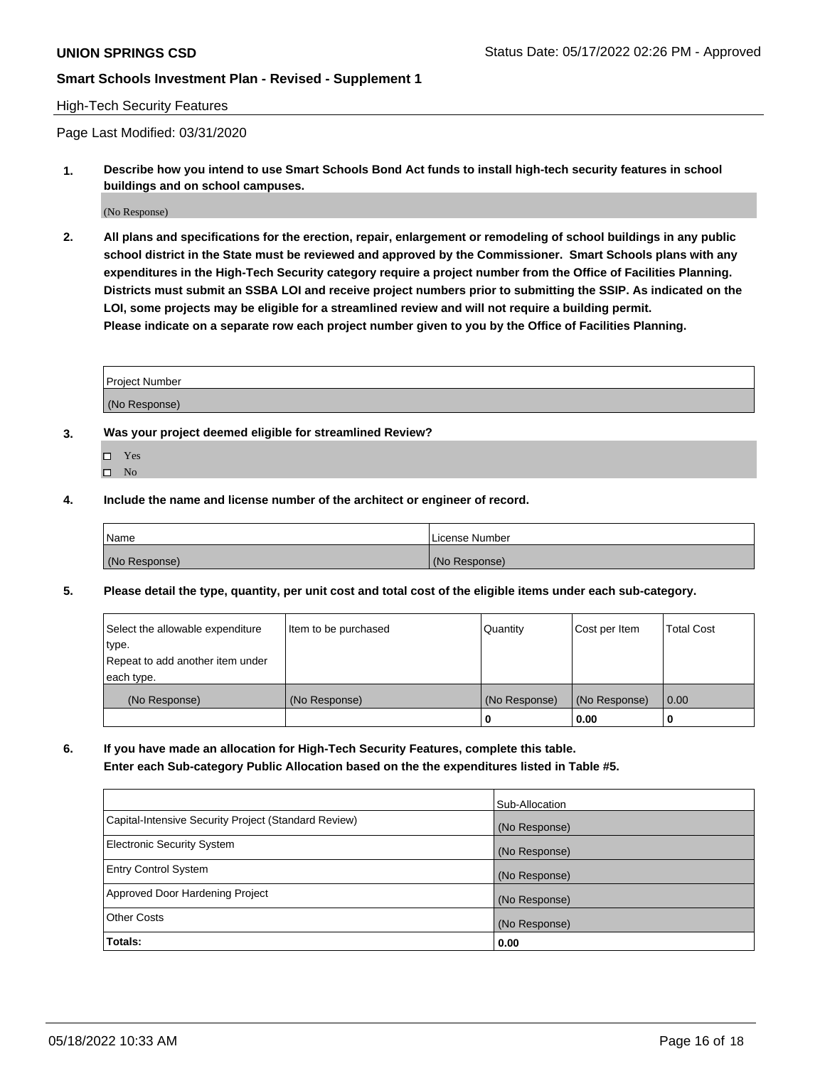## High-Tech Security Features

Page Last Modified: 03/31/2020

**1. Describe how you intend to use Smart Schools Bond Act funds to install high-tech security features in school buildings and on school campuses.**

(No Response)

**2. All plans and specifications for the erection, repair, enlargement or remodeling of school buildings in any public school district in the State must be reviewed and approved by the Commissioner. Smart Schools plans with any expenditures in the High-Tech Security category require a project number from the Office of Facilities Planning. Districts must submit an SSBA LOI and receive project numbers prior to submitting the SSIP. As indicated on the LOI, some projects may be eligible for a streamlined review and will not require a building permit. Please indicate on a separate row each project number given to you by the Office of Facilities Planning.**

| Project Number |
|---|
| (No Response) |

**3. Was your project deemed eligible for streamlined Review?**

- ☐ Yes
- ☐ No

**4. Include the name and license number of the architect or engineer of record.**

| Name | License Number |
|---|---|
| (No Response) | (No Response) |

**5. Please detail the type, quantity, per unit cost and total cost of the eligible items under each sub-category.**

| Select the allowable expenditure type. Repeat to add another item under each type. | Item to be purchased | Quantity | Cost per Item | Total Cost |
|---|---|---|---|---|
| (No Response) | (No Response) | (No Response) | (No Response) | 0.00 |
| | | **0** | **0.00** | **0** |

**6. If you have made an allocation for High-Tech Security Features, complete this table. Enter each Sub-category Public Allocation based on the the expenditures listed in Table #5.**

| | Sub-Allocation |
|---|---|
| Capital-Intensive Security Project (Standard Review) | (No Response) |
| Electronic Security System | (No Response) |
| Entry Control System | (No Response) |
| Approved Door Hardening Project | (No Response) |
| Other Costs | (No Response) |
| **Totals:** | **0.00** |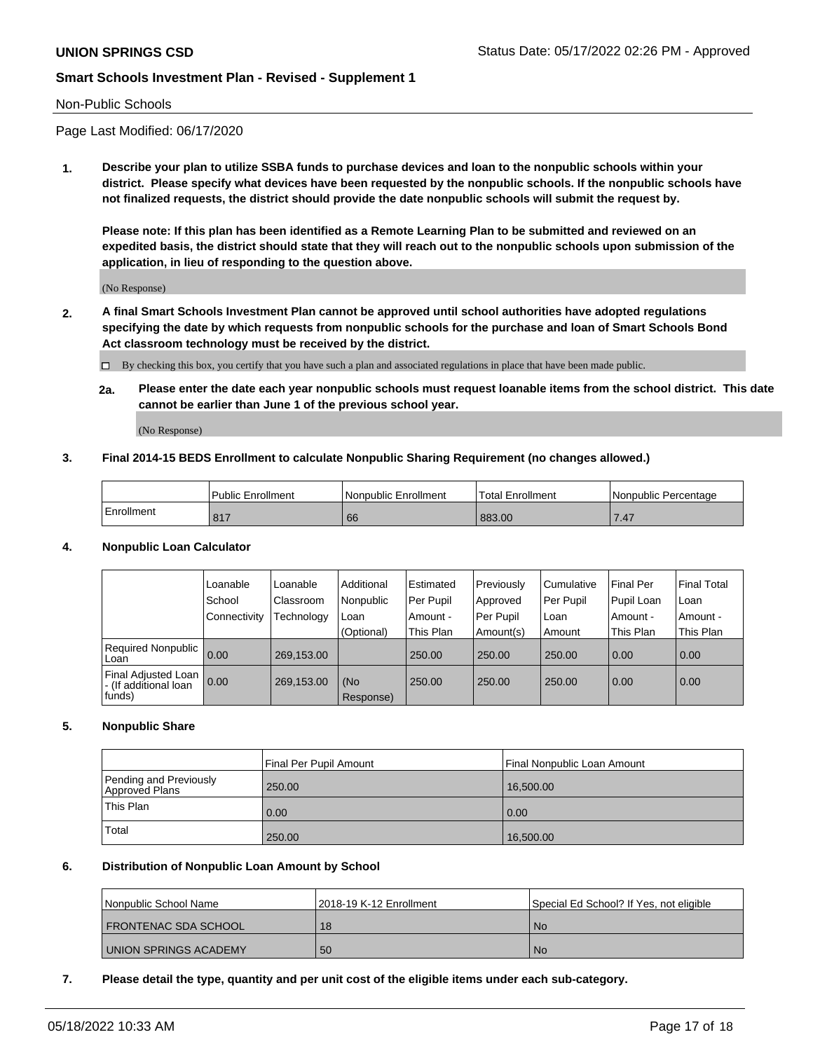Non-Public Schools

Page Last Modified: 06/17/2020

**1. Describe your plan to utilize SSBA funds to purchase devices and loan to the nonpublic schools within your district. Please specify what devices have been requested by the nonpublic schools. If the nonpublic schools have not finalized requests, the district should provide the date nonpublic schools will submit the request by.**

**Please note: If this plan has been identified as a Remote Learning Plan to be submitted and reviewed on an expedited basis, the district should state that they will reach out to the nonpublic schools upon submission of the application, in lieu of responding to the question above.**

(No Response)

**2. A final Smart Schools Investment Plan cannot be approved until school authorities have adopted regulations specifying the date by which requests from nonpublic schools for the purchase and loan of Smart Schools Bond Act classroom technology must be received by the district.**

☐ By checking this box, you certify that you have such a plan and associated regulations in place that have been made public.

**2a. Please enter the date each year nonpublic schools must request loanable items from the school district. This date cannot be earlier than June 1 of the previous school year.**

(No Response)

**3. Final 2014-15 BEDS Enrollment to calculate Nonpublic Sharing Requirement (no changes allowed.)**

| | Public Enrollment | Nonpublic Enrollment | Total Enrollment | Nonpublic Percentage |
|---|---|---|---|---|
| Enrollment | 817 | 66 | 883.00 | 7.47 |

**4. Nonpublic Loan Calculator**

| | Loanable School Connectivity | Loanable Classroom Technology | Additional Nonpublic Loan (Optional) | Estimated Per Pupil Amount - This Plan | Previously Approved Per Pupil Amount(s) | Cumulative Per Pupil Loan Amount | Final Per Pupil Loan Amount - This Plan | Final Total Loan Amount - This Plan |
|---|---|---|---|---|---|---|---|---|
| Required Nonpublic Loan | 0.00 | 269,153.00 | | 250.00 | 250.00 | 250.00 | 0.00 | 0.00 |
| Final Adjusted Loan - (If additional loan funds) | 0.00 | 269,153.00 | (No Response) | 250.00 | 250.00 | 250.00 | 0.00 | 0.00 |

**5. Nonpublic Share**

| | Final Per Pupil Amount | Final Nonpublic Loan Amount |
|---|---|---|
| Pending and Previously Approved Plans | 250.00 | 16,500.00 |
| This Plan | 0.00 | 0.00 |
| Total | 250.00 | 16,500.00 |

**6. Distribution of Nonpublic Loan Amount by School**

| Nonpublic School Name | 2018-19 K-12 Enrollment | Special Ed School? If Yes, not eligible |
|---|---|---|
| FRONTENAC SDA SCHOOL | 18 | No |
| UNION SPRINGS ACADEMY | 50 | No |

**7. Please detail the type, quantity and per unit cost of the eligible items under each sub-category.**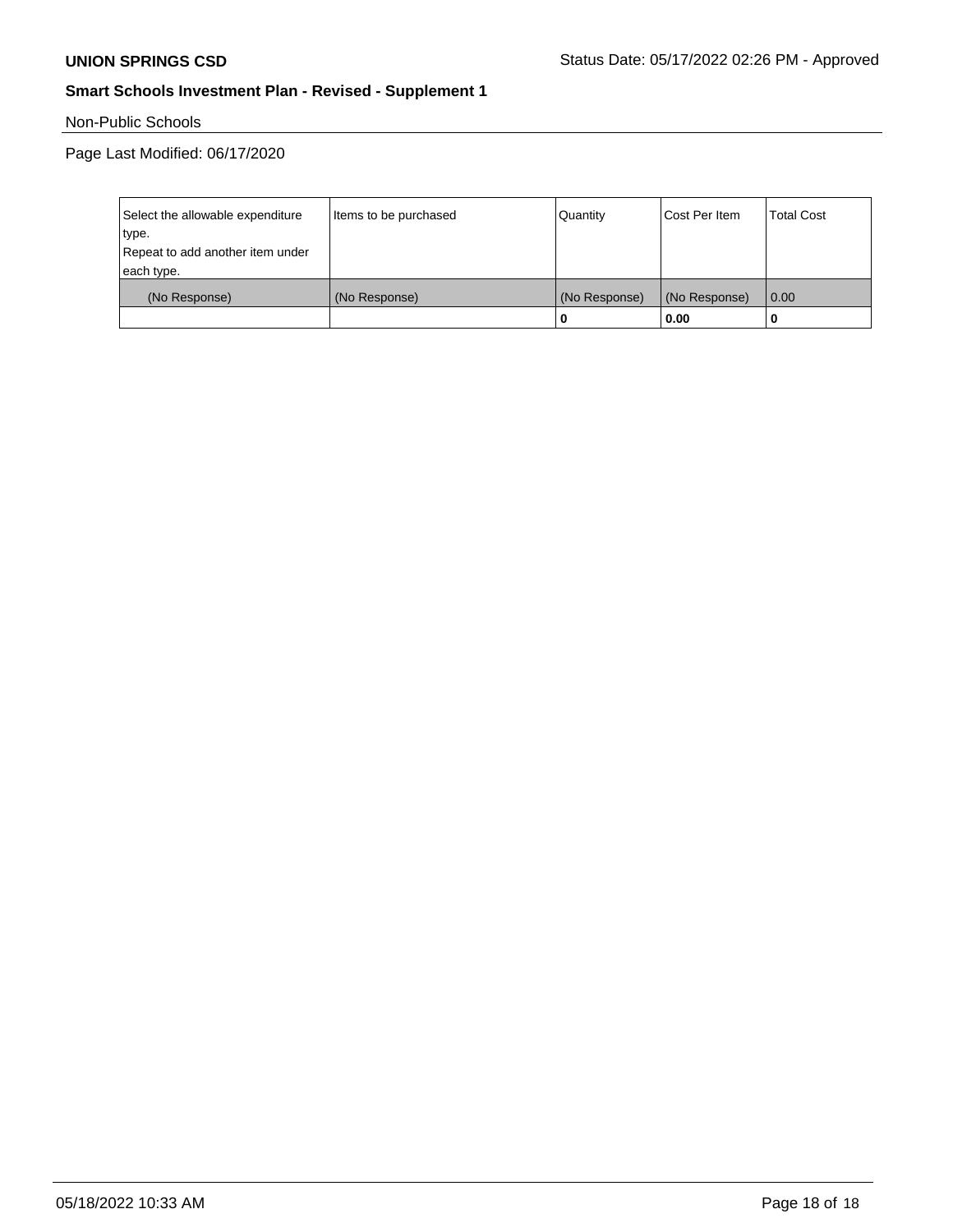Non-Public Schools

Page Last Modified: 06/17/2020

| Select the allowable expenditure type.<br>Repeat to add another item under each type. | Items to be purchased | Quantity | Cost Per Item | Total Cost |
|---|---|---|---|---|
| (No Response) | (No Response) | (No Response) | (No Response) | 0.00 |
| | | **0** | **0.00** | **0** |